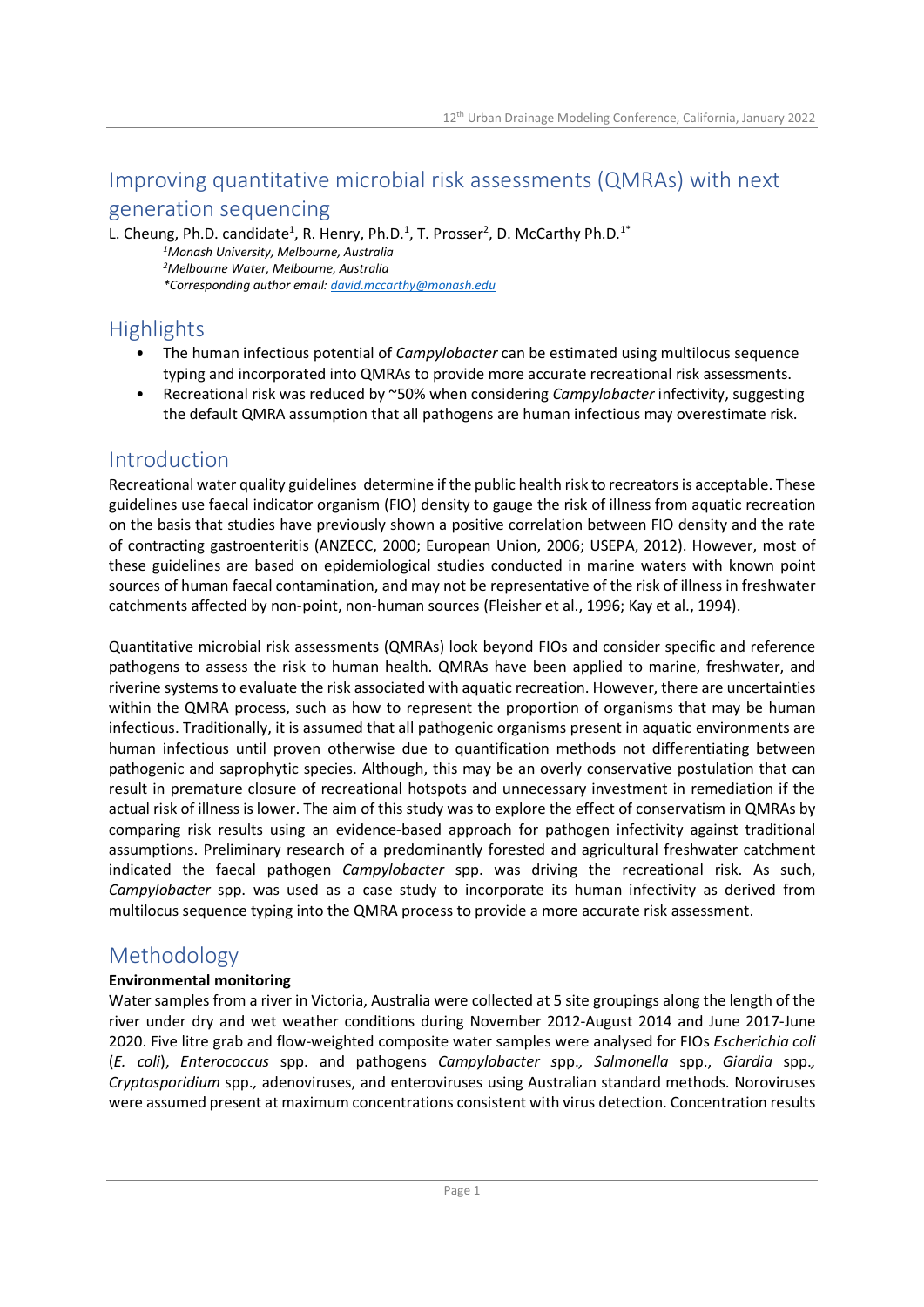# Improving quantitative microbial risk assessments (QMRAs) with next generation sequencing

L. Cheung, Ph.D. candidate[1], R. Henry, Ph.D.[1], T. Prosser[2], D. McCarthy Ph.D.[1*]

*[1]Monash University, Melbourne, Australia*
*[2]Melbourne Water, Melbourne, Australia*
*\*Corresponding author email: david.mccarthy@monash.edu*

## Highlights

- The human infectious potential of *Campylobacter* can be estimated using multilocus sequence typing and incorporated into QMRAs to provide more accurate recreational risk assessments.
- Recreational risk was reduced by ~50% when considering *Campylobacter* infectivity, suggesting the default QMRA assumption that all pathogens are human infectious may overestimate risk.

## Introduction

Recreational water quality guidelines determine if the public health risk to recreators is acceptable. These guidelines use faecal indicator organism (FIO) density to gauge the risk of illness from aquatic recreation on the basis that studies have previously shown a positive correlation between FIO density and the rate of contracting gastroenteritis (ANZECC, 2000; European Union, 2006; USEPA, 2012). However, most of these guidelines are based on epidemiological studies conducted in marine waters with known point sources of human faecal contamination, and may not be representative of the risk of illness in freshwater catchments affected by non-point, non-human sources (Fleisher et al., 1996; Kay et al., 1994).

Quantitative microbial risk assessments (QMRAs) look beyond FIOs and consider specific and reference pathogens to assess the risk to human health. QMRAs have been applied to marine, freshwater, and riverine systems to evaluate the risk associated with aquatic recreation. However, there are uncertainties within the QMRA process, such as how to represent the proportion of organisms that may be human infectious. Traditionally, it is assumed that all pathogenic organisms present in aquatic environments are human infectious until proven otherwise due to quantification methods not differentiating between pathogenic and saprophytic species. Although, this may be an overly conservative postulation that can result in premature closure of recreational hotspots and unnecessary investment in remediation if the actual risk of illness is lower. The aim of this study was to explore the effect of conservatism in QMRAs by comparing risk results using an evidence-based approach for pathogen infectivity against traditional assumptions. Preliminary research of a predominantly forested and agricultural freshwater catchment indicated the faecal pathogen *Campylobacter* spp. was driving the recreational risk. As such, *Campylobacter* spp. was used as a case study to incorporate its human infectivity as derived from multilocus sequence typing into the QMRA process to provide a more accurate risk assessment.

## Methodology

**Environmental monitoring**

Water samples from a river in Victoria, Australia were collected at 5 site groupings along the length of the river under dry and wet weather conditions during November 2012-August 2014 and June 2017-June 2020. Five litre grab and flow-weighted composite water samples were analysed for FIOs *Escherichia coli* (*E. coli*), *Enterococcus* spp. and pathogens *Campylobacter* spp., *Salmonella* spp., *Giardia* spp., *Cryptosporidium* spp., adenoviruses, and enteroviruses using Australian standard methods. Noroviruses were assumed present at maximum concentrations consistent with virus detection. Concentration results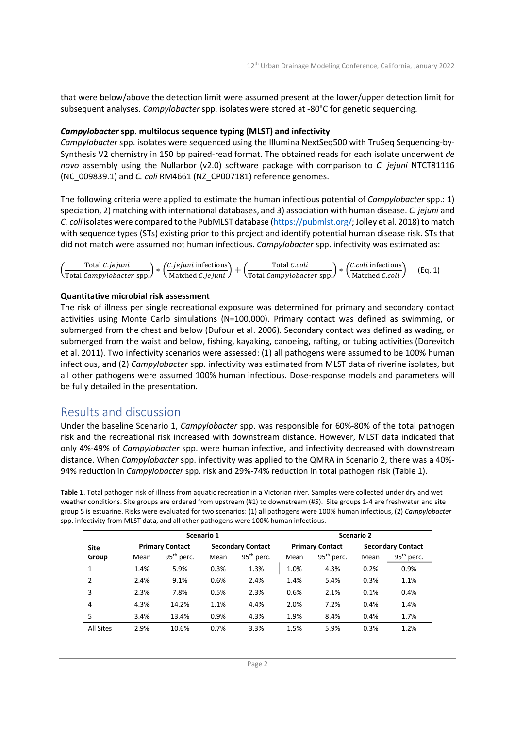that were below/above the detection limit were assumed present at the lower/upper detection limit for subsequent analyses. *Campylobacter* spp. isolates were stored at -80°C for genetic sequencing.

### *Campylobacter* spp. multilocus sequence typing (MLST) and infectivity

*Campylobacter* spp. isolates were sequenced using the Illumina NextSeq500 with TruSeq Sequencing-by-Synthesis V2 chemistry in 150 bp paired-read format. The obtained reads for each isolate underwent *de novo* assembly using the Nullarbor (v2.0) software package with comparison to *C. jejuni* NTCT81116 (NC_009839.1) and *C. coli* RM4661 (NZ_CP007181) reference genomes.

The following criteria were applied to estimate the human infectious potential of *Campylobacter* spp.: 1) speciation, 2) matching with international databases, and 3) association with human disease. *C. jejuni* and *C. coli* isolates were compared to the PubMLST database (https://pubmlst.org/; Jolley et al. 2018) to match with sequence types (STs) existing prior to this project and identify potential human disease risk. STs that did not match were assumed not human infectious. *Campylobacter* spp. infectivity was estimated as:

$$\left(\frac{\text{Total } C.jejuni}{\text{Total } Campylobacter \text{ spp.}}\right) * \left(\frac{C.jejuni \text{ infectious}}{\text{Matched } C.jejuni}\right) + \left(\frac{\text{Total } C.coli}{\text{Total } Campylobacter \text{ spp.}}\right) * \left(\frac{C.coli \text{ infectious}}{\text{Matched } C.coli}\right) \quad \text{(Eq. 1)}$$

### Quantitative microbial risk assessment

The risk of illness per single recreational exposure was determined for primary and secondary contact activities using Monte Carlo simulations (N=100,000). Primary contact was defined as swimming, or submerged from the chest and below (Dufour et al. 2006). Secondary contact was defined as wading, or submerged from the waist and below, fishing, kayaking, canoeing, rafting, or tubing activities (Dorevitch et al. 2011). Two infectivity scenarios were assessed: (1) all pathogens were assumed to be 100% human infectious, and (2) *Campylobacter* spp. infectivity was estimated from MLST data of riverine isolates, but all other pathogens were assumed 100% human infectious. Dose-response models and parameters will be fully detailed in the presentation.

## Results and discussion

Under the baseline Scenario 1, *Campylobacter* spp. was responsible for 60%-80% of the total pathogen risk and the recreational risk increased with downstream distance. However, MLST data indicated that only 4%-49% of *Campylobacter* spp. were human infective, and infectivity decreased with downstream distance. When *Campylobacter* spp. infectivity was applied to the QMRA in Scenario 2, there was a 40%-94% reduction in *Campylobacter* spp. risk and 29%-74% reduction in total pathogen risk (Table 1).

**Table 1**. Total pathogen risk of illness from aquatic recreation in a Victorian river. Samples were collected under dry and wet weather conditions. Site groups are ordered from upstream (#1) to downstream (#5). Site groups 1-4 are freshwater and site group 5 is estuarine. Risks were evaluated for two scenarios: (1) all pathogens were 100% human infectious, (2) *Campylobacter* spp. infectivity from MLST data, and all other pathogens were 100% human infectious.

| | Scenario 1 | | | | Scenario 2 | | | |
|---|---|---|---|---|---|---|---|---|
| | Primary Contact | | Secondary Contact | | Primary Contact | | Secondary Contact | |
| Site Group | Mean | 95th perc. | Mean | 95th perc. | Mean | 95th perc. | Mean | 95th perc. |
| 1 | 1.4% | 5.9% | 0.3% | 1.3% | 1.0% | 4.3% | 0.2% | 0.9% |
| 2 | 2.4% | 9.1% | 0.6% | 2.4% | 1.4% | 5.4% | 0.3% | 1.1% |
| 3 | 2.3% | 7.8% | 0.5% | 2.3% | 0.6% | 2.1% | 0.1% | 0.4% |
| 4 | 4.3% | 14.2% | 1.1% | 4.4% | 2.0% | 7.2% | 0.4% | 1.4% |
| 5 | 3.4% | 13.4% | 0.9% | 4.3% | 1.9% | 8.4% | 0.4% | 1.7% |
| All Sites | 2.9% | 10.6% | 0.7% | 3.3% | 1.5% | 5.9% | 0.3% | 1.2% |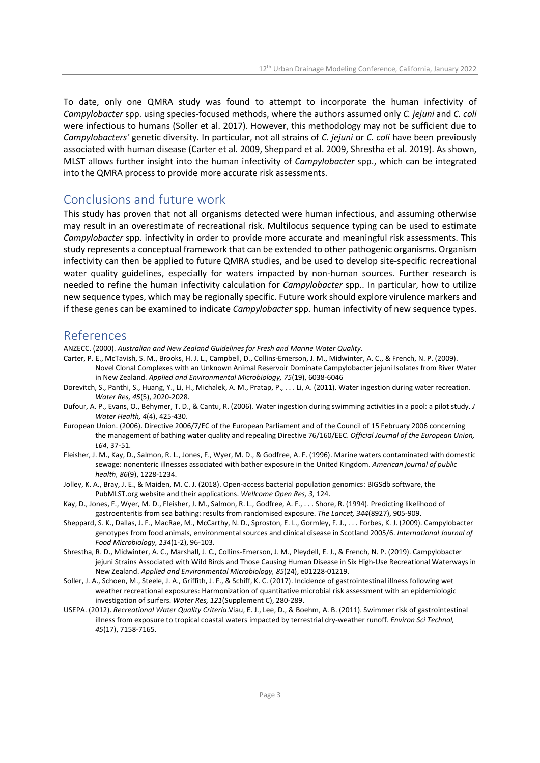To date, only one QMRA study was found to attempt to incorporate the human infectivity of *Campylobacter* spp. using species-focused methods, where the authors assumed only *C. jejuni* and *C. coli* were infectious to humans (Soller et al. 2017). However, this methodology may not be sufficient due to *Campylobacters'* genetic diversity. In particular, not all strains of *C. jejuni* or *C. coli* have been previously associated with human disease (Carter et al. 2009, Sheppard et al. 2009, Shrestha et al. 2019). As shown, MLST allows further insight into the human infectivity of *Campylobacter* spp., which can be integrated into the QMRA process to provide more accurate risk assessments.

## Conclusions and future work

This study has proven that not all organisms detected were human infectious, and assuming otherwise may result in an overestimate of recreational risk. Multilocus sequence typing can be used to estimate *Campylobacter* spp. infectivity in order to provide more accurate and meaningful risk assessments. This study represents a conceptual framework that can be extended to other pathogenic organisms. Organism infectivity can then be applied to future QMRA studies, and be used to develop site-specific recreational water quality guidelines, especially for waters impacted by non-human sources. Further research is needed to refine the human infectivity calculation for *Campylobacter* spp.. In particular, how to utilize new sequence types, which may be regionally specific. Future work should explore virulence markers and if these genes can be examined to indicate *Campylobacter* spp. human infectivity of new sequence types.

## References

ANZECC. (2000). *Australian and New Zealand Guidelines for Fresh and Marine Water Quality*.

Carter, P. E., McTavish, S. M., Brooks, H. J. L., Campbell, D., Collins-Emerson, J. M., Midwinter, A. C., & French, N. P. (2009). Novel Clonal Complexes with an Unknown Animal Reservoir Dominate Campylobacter jejuni Isolates from River Water in New Zealand. *Applied and Environmental Microbiology, 75*(19), 6038-6046

Dorevitch, S., Panthi, S., Huang, Y., Li, H., Michalek, A. M., Pratap, P., . . . Li, A. (2011). Water ingestion during water recreation. *Water Res, 45*(5), 2020-2028.

Dufour, A. P., Evans, O., Behymer, T. D., & Cantu, R. (2006). Water ingestion during swimming activities in a pool: a pilot study. *J Water Health, 4*(4), 425-430.

European Union. (2006). Directive 2006/7/EC of the European Parliament and of the Council of 15 February 2006 concerning the management of bathing water quality and repealing Directive 76/160/EEC. *Official Journal of the European Union, L64*, 37-51.

Fleisher, J. M., Kay, D., Salmon, R. L., Jones, F., Wyer, M. D., & Godfree, A. F. (1996). Marine waters contaminated with domestic sewage: nonenteric illnesses associated with bather exposure in the United Kingdom. *American journal of public health, 86*(9), 1228-1234.

Jolley, K. A., Bray, J. E., & Maiden, M. C. J. (2018). Open-access bacterial population genomics: BIGSdb software, the PubMLST.org website and their applications. *Wellcome Open Res, 3*, 124.

Kay, D., Jones, F., Wyer, M. D., Fleisher, J. M., Salmon, R. L., Godfree, A. F., . . . Shore, R. (1994). Predicting likelihood of gastroenteritis from sea bathing: results from randomised exposure. *The Lancet, 344*(8927), 905-909.

Sheppard, S. K., Dallas, J. F., MacRae, M., McCarthy, N. D., Sproston, E. L., Gormley, F. J., . . . Forbes, K. J. (2009). Campylobacter genotypes from food animals, environmental sources and clinical disease in Scotland 2005/6. *International Journal of Food Microbiology, 134*(1-2), 96-103.

Shrestha, R. D., Midwinter, A. C., Marshall, J. C., Collins-Emerson, J. M., Pleydell, E. J., & French, N. P. (2019). Campylobacter jejuni Strains Associated with Wild Birds and Those Causing Human Disease in Six High-Use Recreational Waterways in New Zealand. *Applied and Environmental Microbiology, 85*(24), e01228-01219.

Soller, J. A., Schoen, M., Steele, J. A., Griffith, J. F., & Schiff, K. C. (2017). Incidence of gastrointestinal illness following wet weather recreational exposures: Harmonization of quantitative microbial risk assessment with an epidemiologic investigation of surfers. *Water Res, 121*(Supplement C), 280-289.

USEPA. (2012). *Recreational Water Quality Criteria*.Viau, E. J., Lee, D., & Boehm, A. B. (2011). Swimmer risk of gastrointestinal illness from exposure to tropical coastal waters impacted by terrestrial dry-weather runoff. *Environ Sci Technol, 45*(17), 7158-7165.